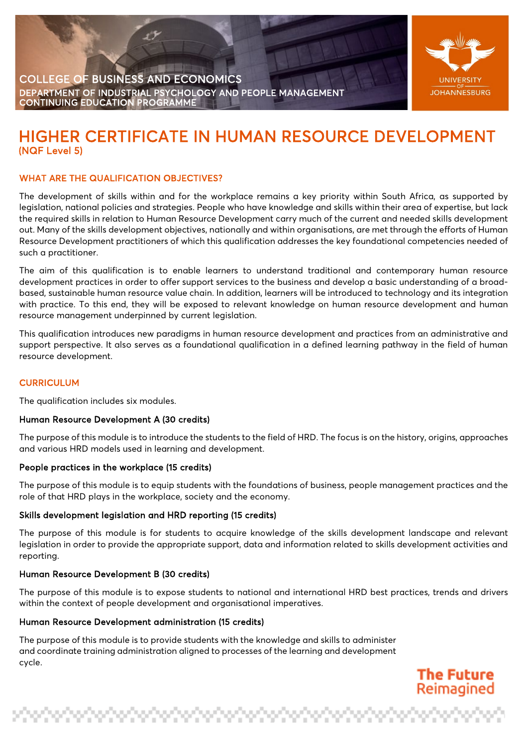COLLEGE OF BUSINESS AND ECONOMICS

DEPARTMENT OF INDUSTRIAL PSYCHOLOGY AND PEOPLE MANAGEMENT

CONTINUING EDUCATION PROGRAMME

UNIVERSITY OF JOHANNESBURG

# HIGHER CERTIFICATE IN HUMAN RESOURCE DEVELOPMENT

(NQF Level 5)

## WHAT ARE THE QUALIFICATION OBJECTIVES?

The development of skills within and for the workplace remains a key priority within South Africa, as supported by legislation, national policies and strategies. People who have knowledge and skills within their area of expertise, but lack the required skills in relation to Human Resource Development carry much of the current and needed skills development out. Many of the skills development objectives, nationally and within organisations, are met through the efforts of Human Resource Development practitioners of which this qualification addresses the key foundational competencies needed of such a practitioner.

The aim of this qualification is to enable learners to understand traditional and contemporary human resource development practices in order to offer support services to the business and develop a basic understanding of a broad-based, sustainable human resource value chain. In addition, learners will be introduced to technology and its integration with practice. To this end, they will be exposed to relevant knowledge on human resource development and human resource management underpinned by current legislation.

This qualification introduces new paradigms in human resource development and practices from an administrative and support perspective. It also serves as a foundational qualification in a defined learning pathway in the field of human resource development.

## CURRICULUM

The qualification includes six modules.

### Human Resource Development A (30 credits)

The purpose of this module is to introduce the students to the field of HRD. The focus is on the history, origins, approaches and various HRD models used in learning and development.

### People practices in the workplace (15 credits)

The purpose of this module is to equip students with the foundations of business, people management practices and the role of that HRD plays in the workplace, society and the economy.

### Skills development legislation and HRD reporting (15 credits)

The purpose of this module is for students to acquire knowledge of the skills development landscape and relevant legislation in order to provide the appropriate support, data and information related to skills development activities and reporting.

### Human Resource Development B (30 credits)

The purpose of this module is to expose students to national and international HRD best practices, trends and drivers within the context of people development and organisational imperatives.

### Human Resource Development administration (15 credits)

The purpose of this module is to provide students with the knowledge and skills to administer and coordinate training administration aligned to processes of the learning and development cycle.

The Future Reimagined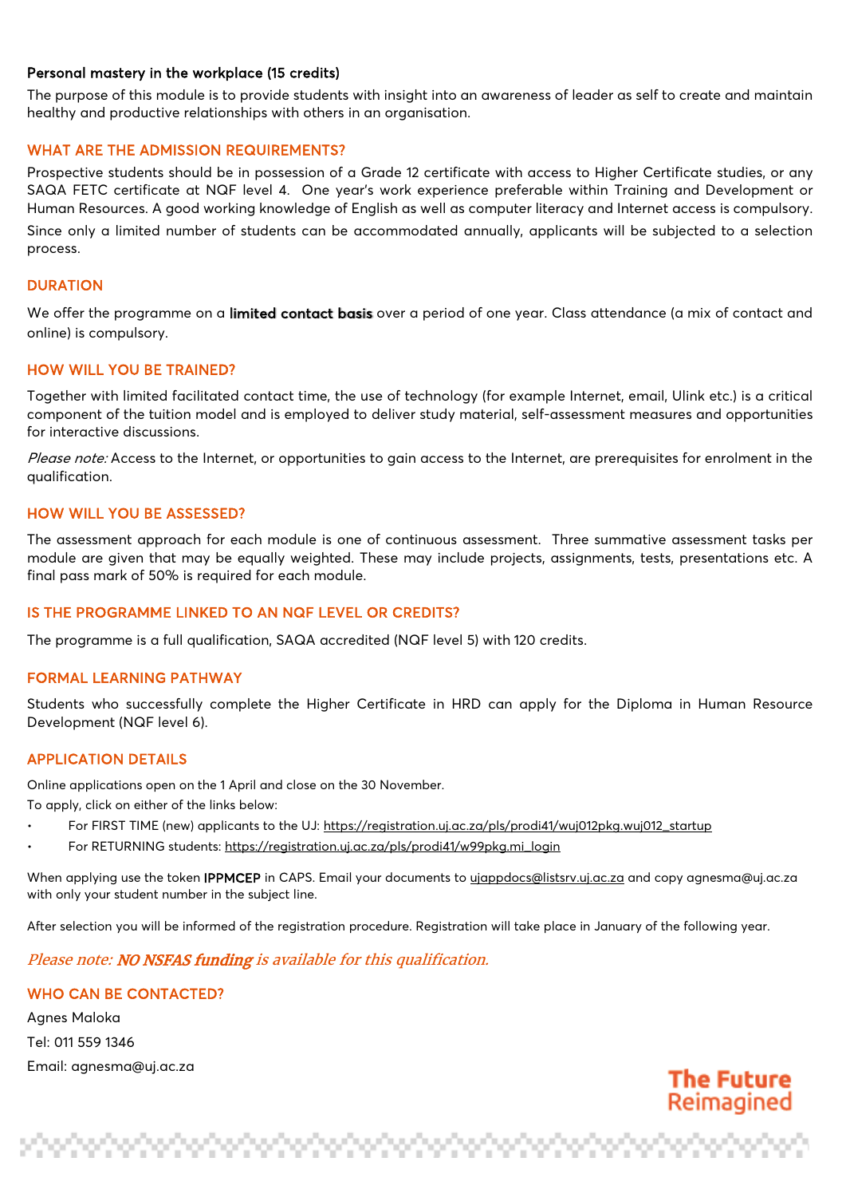### Personal mastery in the workplace (15 credits)

The purpose of this module is to provide students with insight into an awareness of leader as self to create and maintain healthy and productive relationships with others in an organisation.

## WHAT ARE THE ADMISSION REQUIREMENTS?

Prospective students should be in possession of a Grade 12 certificate with access to Higher Certificate studies, or any SAQA FETC certificate at NQF level 4. One year's work experience preferable within Training and Development or Human Resources. A good working knowledge of English as well as computer literacy and Internet access is compulsory.

Since only a limited number of students can be accommodated annually, applicants will be subjected to a selection process.

## DURATION

We offer the programme on a **limited contact basis** over a period of one year. Class attendance (a mix of contact and online) is compulsory.

## HOW WILL YOU BE TRAINED?

Together with limited facilitated contact time, the use of technology (for example Internet, email, Ulink etc.) is a critical component of the tuition model and is employed to deliver study material, self-assessment measures and opportunities for interactive discussions.

*Please note:* Access to the Internet, or opportunities to gain access to the Internet, are prerequisites for enrolment in the qualification.

## HOW WILL YOU BE ASSESSED?

The assessment approach for each module is one of continuous assessment. Three summative assessment tasks per module are given that may be equally weighted. These may include projects, assignments, tests, presentations etc. A final pass mark of 50% is required for each module.

## IS THE PROGRAMME LINKED TO AN NQF LEVEL OR CREDITS?

The programme is a full qualification, SAQA accredited (NQF level 5) with 120 credits.

## FORMAL LEARNING PATHWAY

Students who successfully complete the Higher Certificate in HRD can apply for the Diploma in Human Resource Development (NQF level 6).

## APPLICATION DETAILS

Online applications open on the 1 April and close on the 30 November.

To apply, click on either of the links below:

- For FIRST TIME (new) applicants to the UJ: https://registration.uj.ac.za/pls/prodi41/wuj012pkg.wuj012_startup
- For RETURNING students: https://registration.uj.ac.za/pls/prodi41/w99pkg.mi_login

When applying use the token **IPPMCEP** in CAPS. Email your documents to ujappdocs@listsrv.uj.ac.za and copy agnesma@uj.ac.za with only your student number in the subject line.

After selection you will be informed of the registration procedure. Registration will take place in January of the following year.

*Please note:* ***NO NSFAS funding*** *is available for this qualification.*

## WHO CAN BE CONTACTED?

Agnes Maloka

Tel: 011 559 1346

Email: agnesma@uj.ac.za

The Future Reimagined